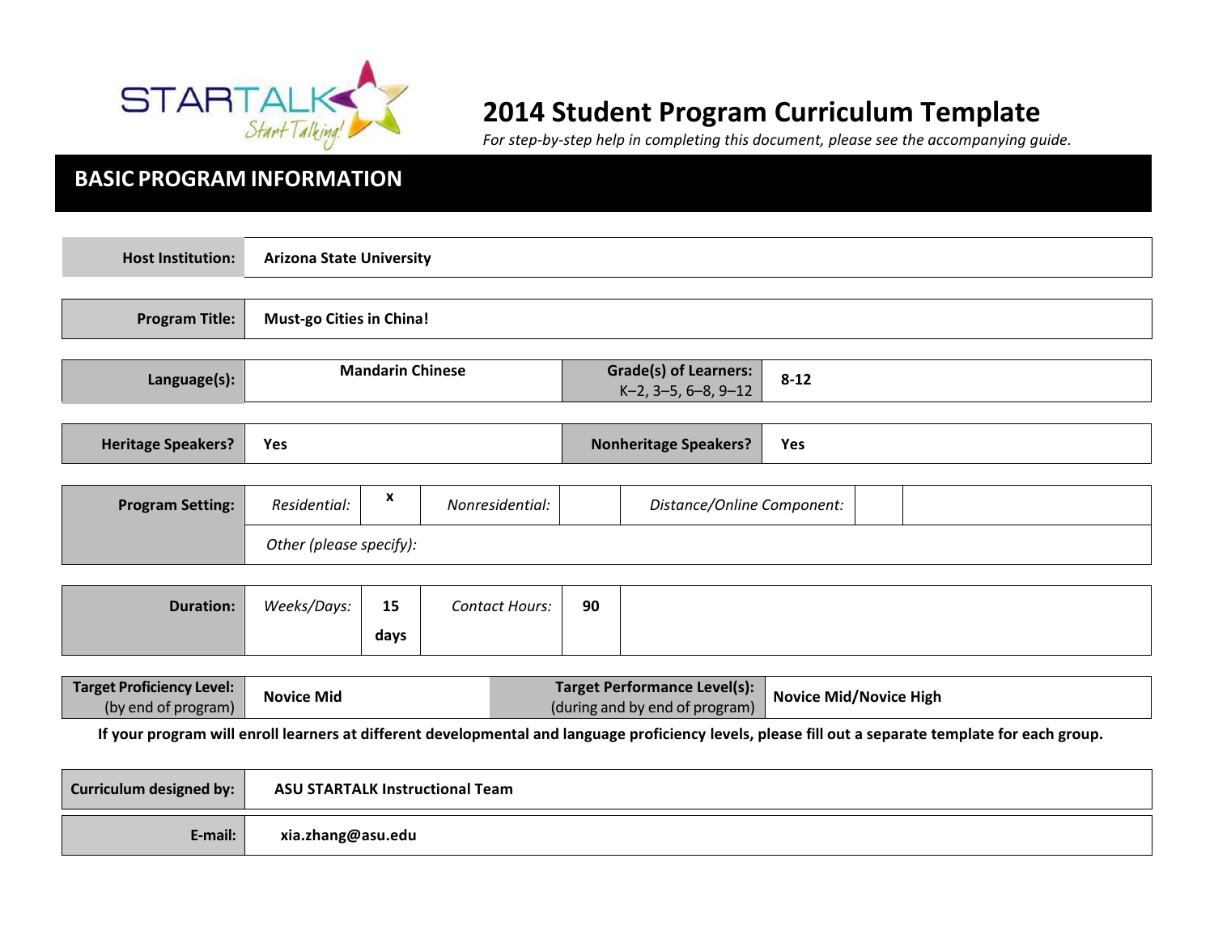# 2014 Student Program Curriculum Template

*For step-by-step help in completing this document, please see the accompanying guide.*

## BASIC PROGRAM INFORMATION

| **Host Institution:** | **Arizona State University** |
|---|---|

| **Program Title:** | **Must-go Cities in China!** |
|---|---|

| **Language(s):** | **Mandarin Chinese** | **Grade(s) of Learners:** K–2, 3–5, 6–8, 9–12 | **8-12** |
|---|---|---|---|

| **Heritage Speakers?** | **Yes** | **Nonheritage Speakers?** | **Yes** |
|---|---|---|---|

| **Program Setting:** | *Residential:* | **x** | *Nonresidential:* | | *Distance/Online Component:* | | |
|---|---|---|---|---|---|---|---|
| | *Other (please specify):* | | | | | | |

| **Duration:** | *Weeks/Days:* | **15 days** | *Contact Hours:* | **90** | |
|---|---|---|---|---|---|

| **Target Proficiency Level:** (by end of program) | **Novice Mid** | **Target Performance Level(s):** (during and by end of program) | **Novice Mid/Novice High** |
|---|---|---|---|

**If your program will enroll learners at different developmental and language proficiency levels, please fill out a separate template for each group.**

| **Curriculum designed by:** | **ASU STARTALK Instructional Team** |
|---|---|
| **E-mail:** | **xia.zhang@asu.edu** |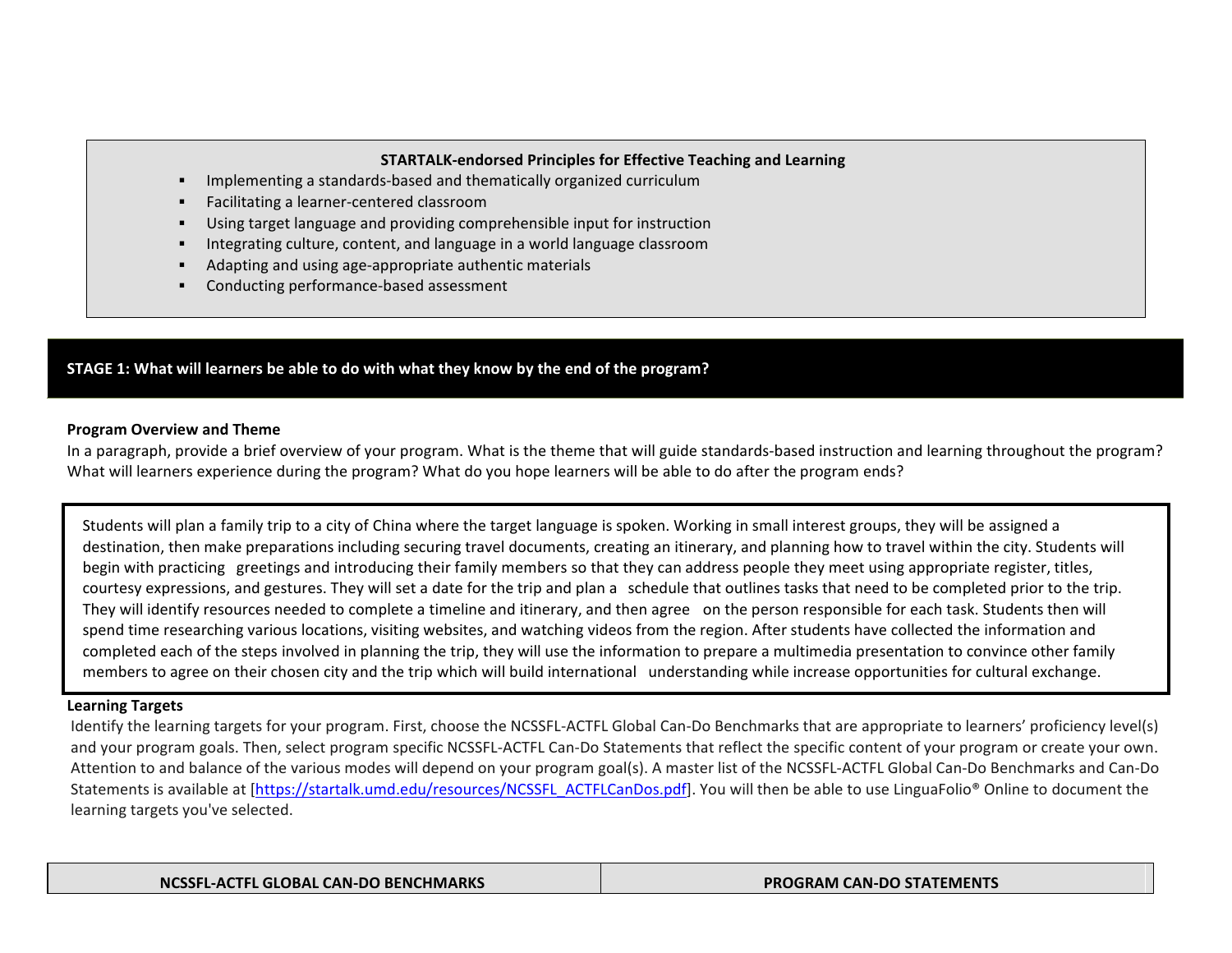**STARTALK-endorsed Principles for Effective Teaching and Learning**

- Implementing a standards-based and thematically organized curriculum
- Facilitating a learner-centered classroom
- Using target language and providing comprehensible input for instruction
- Integrating culture, content, and language in a world language classroom
- Adapting and using age-appropriate authentic materials
- Conducting performance-based assessment

## STAGE 1: What will learners be able to do with what they know by the end of the program?

**Program Overview and Theme**

In a paragraph, provide a brief overview of your program. What is the theme that will guide standards-based instruction and learning throughout the program? What will learners experience during the program? What do you hope learners will be able to do after the program ends?

Students will plan a family trip to a city of China where the target language is spoken. Working in small interest groups, they will be assigned a destination, then make preparations including securing travel documents, creating an itinerary, and planning how to travel within the city. Students will begin with practicing greetings and introducing their family members so that they can address people they meet using appropriate register, titles, courtesy expressions, and gestures. They will set a date for the trip and plan a schedule that outlines tasks that need to be completed prior to the trip. They will identify resources needed to complete a timeline and itinerary, and then agree on the person responsible for each task. Students then will spend time researching various locations, visiting websites, and watching videos from the region. After students have collected the information and completed each of the steps involved in planning the trip, they will use the information to prepare a multimedia presentation to convince other family members to agree on their chosen city and the trip which will build international understanding while increase opportunities for cultural exchange.

**Learning Targets**

Identify the learning targets for your program. First, choose the NCSSFL-ACTFL Global Can-Do Benchmarks that are appropriate to learners' proficiency level(s) and your program goals. Then, select program specific NCSSFL-ACTFL Can-Do Statements that reflect the specific content of your program or create your own. Attention to and balance of the various modes will depend on your program goal(s). A master list of the NCSSFL-ACTFL Global Can-Do Benchmarks and Can-Do Statements is available at [https://startalk.umd.edu/resources/NCSSFL_ACTFLCanDos.pdf]. You will then be able to use LinguaFolio® Online to document the learning targets you've selected.

| NCSSFL-ACTFL GLOBAL CAN-DO BENCHMARKS | PROGRAM CAN-DO STATEMENTS |
|---|---|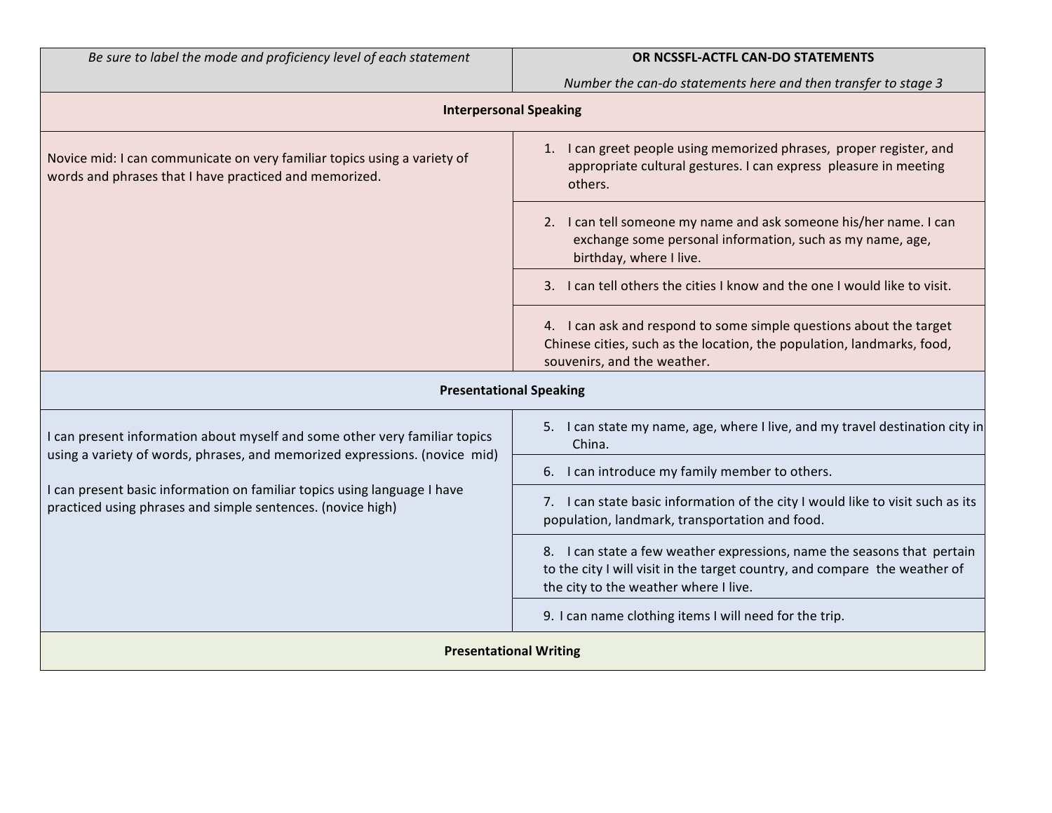| *Be sure to label the mode and proficiency level of each statement* | **OR NCSSFL-ACTFL CAN-DO STATEMENTS** *Number the can-do statements here and then transfer to stage 3* |
|---|---|
| **Interpersonal Speaking** | |
| Novice mid: I can communicate on very familiar topics using a variety of words and phrases that I have practiced and memorized. | 1. I can greet people using memorized phrases, proper register, and appropriate cultural gestures. I can express pleasure in meeting others. |
| | 2. I can tell someone my name and ask someone his/her name. I can exchange some personal information, such as my name, age, birthday, where I live. |
| | 3. I can tell others the cities I know and the one I would like to visit. |
| | 4. I can ask and respond to some simple questions about the target Chinese cities, such as the location, the population, landmarks, food, souvenirs, and the weather. |
| **Presentational Speaking** | |
| I can present information about myself and some other very familiar topics using a variety of words, phrases, and memorized expressions. (novice mid)<br><br>I can present basic information on familiar topics using language I have practiced using phrases and simple sentences. (novice high) | 5. I can state my name, age, where I live, and my travel destination city in China. |
| | 6. I can introduce my family member to others. |
| | 7. I can state basic information of the city I would like to visit such as its population, landmark, transportation and food. |
| | 8. I can state a few weather expressions, name the seasons that pertain to the city I will visit in the target country, and compare the weather of the city to the weather where I live. |
| | 9. I can name clothing items I will need for the trip. |
| **Presentational Writing** | |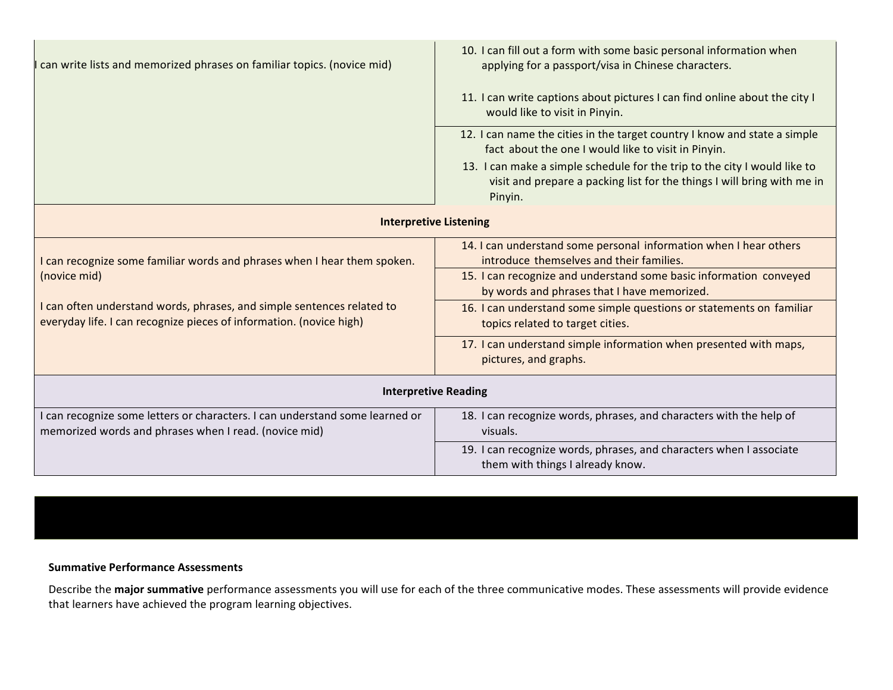| | |
|---|---|
| I can write lists and memorized phrases on familiar topics. (novice mid) | 10. I can fill out a form with some basic personal information when applying for a passport/visa in Chinese characters.<br><br>11. I can write captions about pictures I can find online about the city I would like to visit in Pinyin. |
| | 12. I can name the cities in the target country I know and state a simple fact about the one I would like to visit in Pinyin.<br>13. I can make a simple schedule for the trip to the city I would like to visit and prepare a packing list for the things I will bring with me in Pinyin. |
| **Interpretive Listening** | |
| I can recognize some familiar words and phrases when I hear them spoken. (novice mid)<br><br>I can often understand words, phrases, and simple sentences related to everyday life. I can recognize pieces of information. (novice high) | 14. I can understand some personal information when I hear others introduce themselves and their families. |
| | 15. I can recognize and understand some basic information conveyed by words and phrases that I have memorized. |
| | 16. I can understand some simple questions or statements on familiar topics related to target cities. |
| | 17. I can understand simple information when presented with maps, pictures, and graphs. |
| **Interpretive Reading** | |
| I can recognize some letters or characters. I can understand some learned or memorized words and phrases when I read. (novice mid) | 18. I can recognize words, phrases, and characters with the help of visuals. |
| | 19. I can recognize words, phrases, and characters when I associate them with things I already know. |

**Summative Performance Assessments**

Describe the **major summative** performance assessments you will use for each of the three communicative modes. These assessments will provide evidence that learners have achieved the program learning objectives.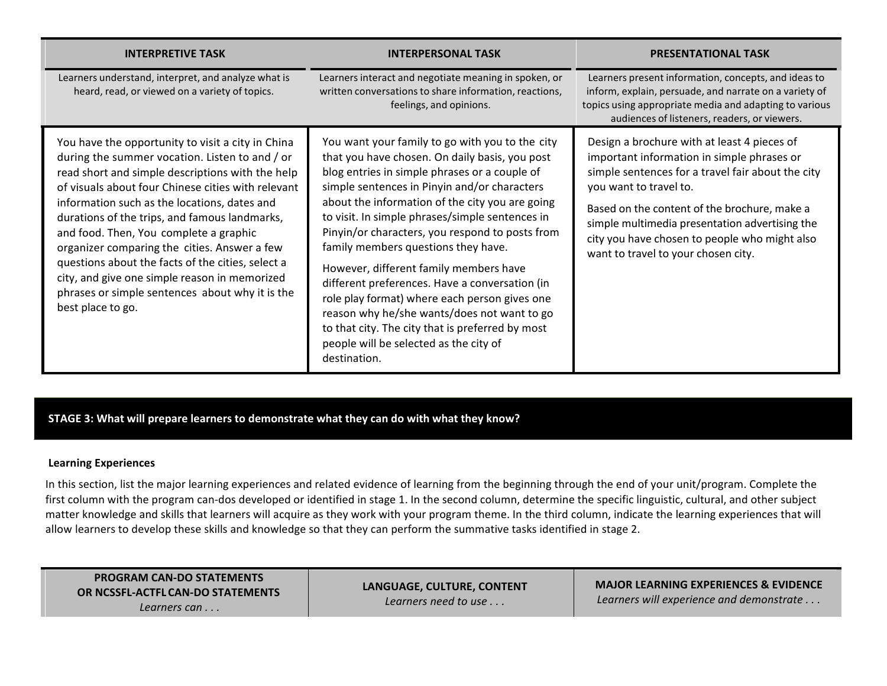| INTERPRETIVE TASK | INTERPERSONAL TASK | PRESENTATIONAL TASK |
| --- | --- | --- |
| Learners understand, interpret, and analyze what is heard, read, or viewed on a variety of topics. | Learners interact and negotiate meaning in spoken, or written conversations to share information, reactions, feelings, and opinions. | Learners present information, concepts, and ideas to inform, explain, persuade, and narrate on a variety of topics using appropriate media and adapting to various audiences of listeners, readers, or viewers. |
| You have the opportunity to visit a city in China during the summer vocation. Listen to and / or read short and simple descriptions with the help of visuals about four Chinese cities with relevant information such as the locations, dates and durations of the trips, and famous landmarks, and food. Then, You complete a graphic organizer comparing the cities. Answer a few questions about the facts of the cities, select a city, and give one simple reason in memorized phrases or simple sentences about why it is the best place to go. | You want your family to go with you to the city that you have chosen. On daily basis, you post blog entries in simple phrases or a couple of simple sentences in Pinyin and/or characters about the information of the city you are going to visit. In simple phrases/simple sentences in Pinyin/or characters, you respond to posts from family members questions they have.<br><br>However, different family members have different preferences. Have a conversation (in role play format) where each person gives one reason why he/she wants/does not want to go to that city. The city that is preferred by most people will be selected as the city of destination. | Design a brochure with at least 4 pieces of important information in simple phrases or simple sentences for a travel fair about the city you want to travel to.<br><br>Based on the content of the brochure, make a simple multimedia presentation advertising the city you have chosen to people who might also want to travel to your chosen city. |

## STAGE 3: What will prepare learners to demonstrate what they can do with what they know?

**Learning Experiences**

In this section, list the major learning experiences and related evidence of learning from the beginning through the end of your unit/program. Complete the first column with the program can-dos developed or identified in stage 1. In the second column, determine the specific linguistic, cultural, and other subject matter knowledge and skills that learners will acquire as they work with your program theme. In the third column, indicate the learning experiences that will allow learners to develop these skills and knowledge so that they can perform the summative tasks identified in stage 2.

| PROGRAM CAN-DO STATEMENTS OR NCSSFL-ACTFL CAN-DO STATEMENTS *Learners can . . .* | LANGUAGE, CULTURE, CONTENT *Learners need to use . . .* | MAJOR LEARNING EXPERIENCES & EVIDENCE *Learners will experience and demonstrate . . .* |
| --- | --- | --- |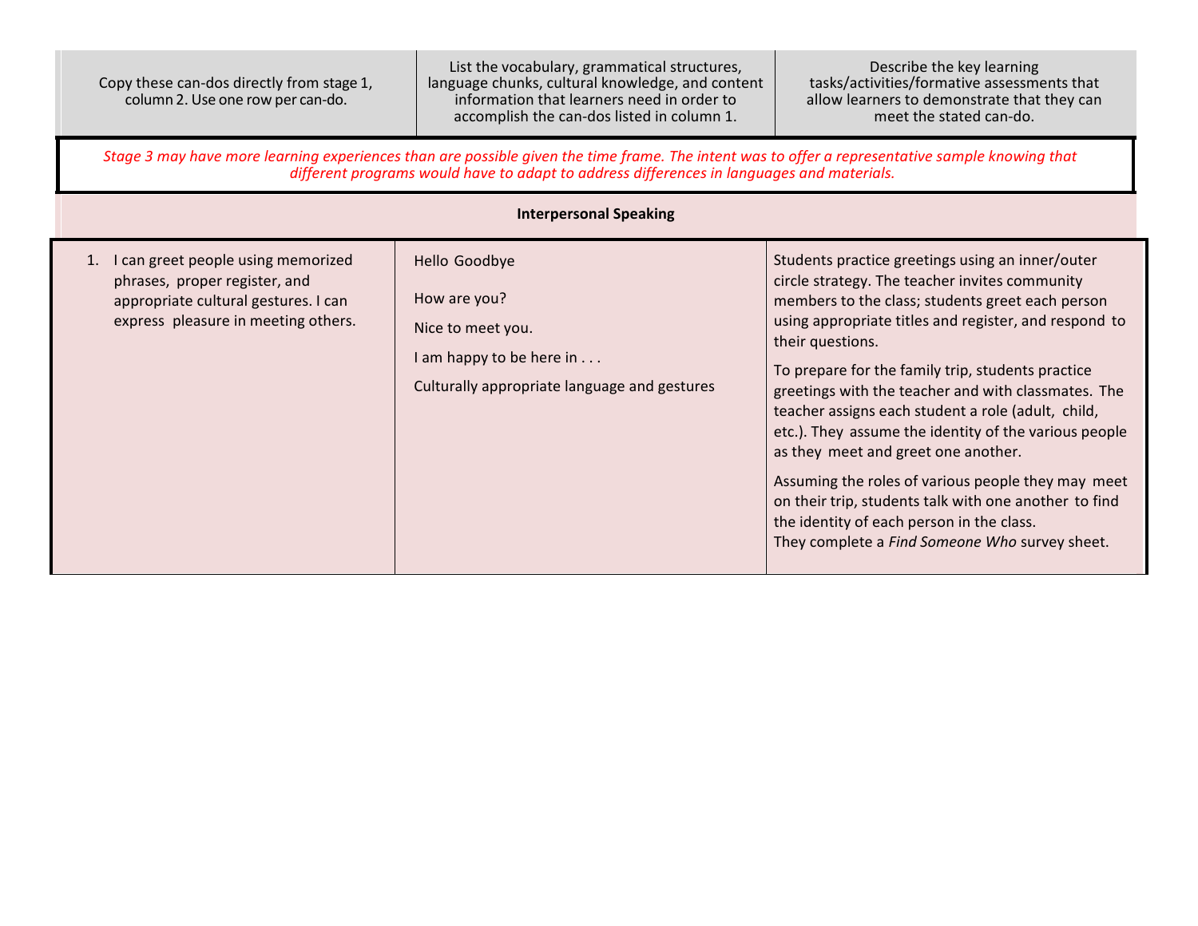| Copy these can-dos directly from stage 1, column 2. Use one row per can-do. | List the vocabulary, grammatical structures, language chunks, cultural knowledge, and content information that learners need in order to accomplish the can-dos listed in column 1. | Describe the key learning tasks/activities/formative assessments that allow learners to demonstrate that they can meet the stated can-do. |
|---|---|---|

*Stage 3 may have more learning experiences than are possible given the time frame. The intent was to offer a representative sample knowing that different programs would have to adapt to address differences in languages and materials.*

**Interpersonal Speaking**

| | | |
|---|---|---|
| 1. I can greet people using memorized phrases, proper register, and appropriate cultural gestures. I can express pleasure in meeting others. | Hello Goodbye<br><br>How are you?<br><br>Nice to meet you.<br><br>I am happy to be here in . . .<br><br>Culturally appropriate language and gestures | Students practice greetings using an inner/outer circle strategy. The teacher invites community members to the class; students greet each person using appropriate titles and register, and respond to their questions.<br><br>To prepare for the family trip, students practice greetings with the teacher and with classmates. The teacher assigns each student a role (adult, child, etc.). They assume the identity of the various people as they meet and greet one another.<br><br>Assuming the roles of various people they may meet on their trip, students talk with one another to find the identity of each person in the class. They complete a *Find Someone Who* survey sheet. |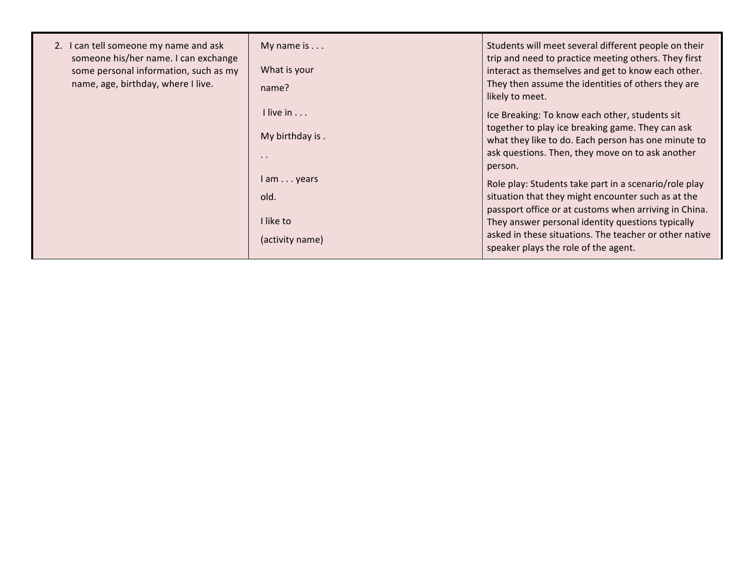| 2. I can tell someone my name and ask someone his/her name. I can exchange some personal information, such as my name, age, birthday, where I live. | My name is . . .<br><br>What is your name?<br><br>I live in . . .<br><br>My birthday is . . .<br><br>I am . . . years old.<br><br>I like to (activity name) | Students will meet several different people on their trip and need to practice meeting others. They first interact as themselves and get to know each other. They then assume the identities of others they are likely to meet.<br><br>Ice Breaking: To know each other, students sit together to play ice breaking game. They can ask what they like to do. Each person has one minute to ask questions. Then, they move on to ask another person.<br><br>Role play: Students take part in a scenario/role play situation that they might encounter such as at the passport office or at customs when arriving in China. They answer personal identity questions typically asked in these situations. The teacher or other native speaker plays the role of the agent. |
|---|---|---|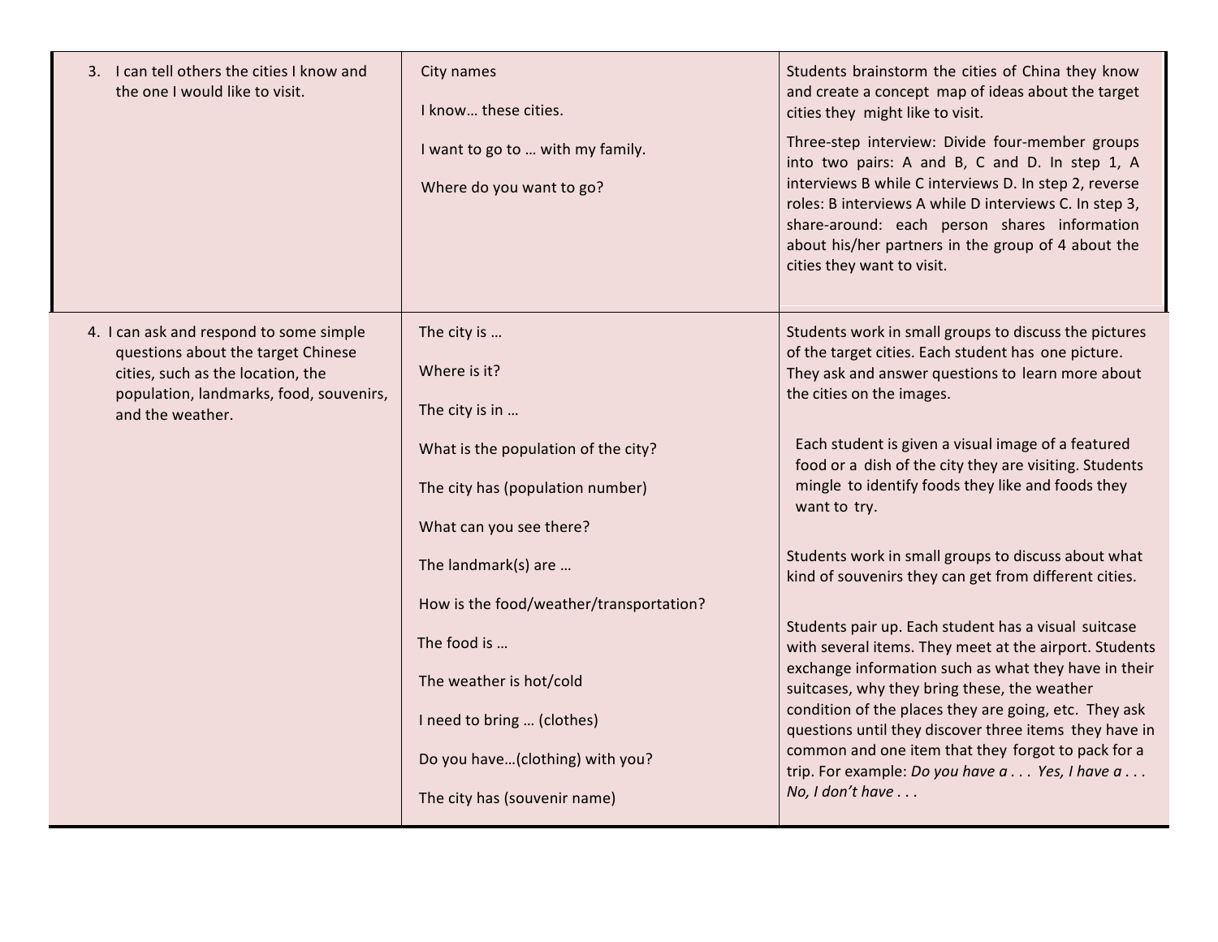| | | |
|---|---|---|
| 3. I can tell others the cities I know and the one I would like to visit. | City names<br><br>I know… these cities.<br><br>I want to go to … with my family.<br><br>Where do you want to go? | Students brainstorm the cities of China they know and create a concept map of ideas about the target cities they might like to visit.<br><br>Three-step interview: Divide four-member groups into two pairs: A and B, C and D. In step 1, A interviews B while C interviews D. In step 2, reverse roles: B interviews A while D interviews C. In step 3, share-around: each person shares information about his/her partners in the group of 4 about the cities they want to visit. |
| 4. I can ask and respond to some simple questions about the target Chinese cities, such as the location, the population, landmarks, food, souvenirs, and the weather. | The city is …<br><br>Where is it?<br><br>The city is in …<br><br>What is the population of the city?<br><br>The city has (population number)<br><br>What can you see there?<br><br>The landmark(s) are …<br><br>How is the food/weather/transportation?<br><br>The food is …<br><br>The weather is hot/cold<br><br>I need to bring … (clothes)<br><br>Do you have…(clothing) with you?<br><br>The city has (souvenir name) | Students work in small groups to discuss the pictures of the target cities. Each student has one picture. They ask and answer questions to learn more about the cities on the images.<br><br>Each student is given a visual image of a featured food or a dish of the city they are visiting. Students mingle to identify foods they like and foods they want to try.<br><br>Students work in small groups to discuss about what kind of souvenirs they can get from different cities.<br><br>Students pair up. Each student has a visual suitcase with several items. They meet at the airport. Students exchange information such as what they have in their suitcases, why they bring these, the weather condition of the places they are going, etc. They ask questions until they discover three items they have in common and one item that they forgot to pack for a trip. For example: *Do you have a . . . Yes, I have a . . . No, I don't have . . .* |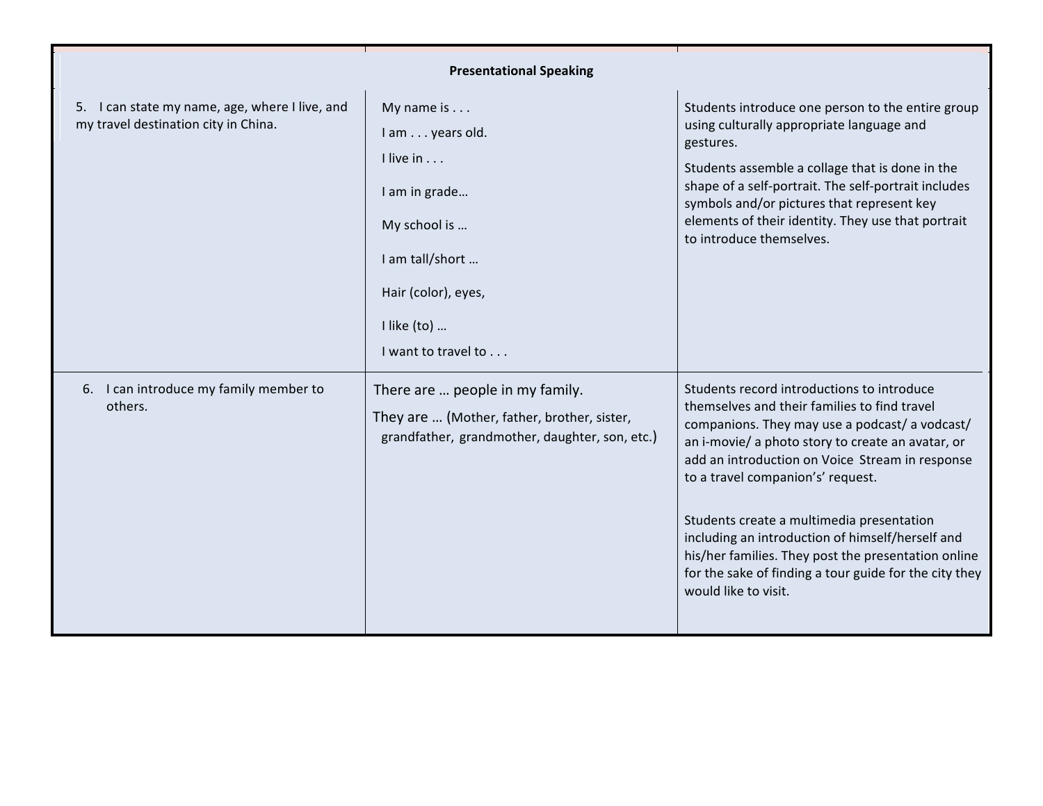| Presentational Speaking | | |
|---|---|---|
| 5. I can state my name, age, where I live, and my travel destination city in China. | My name is . . .<br>I am . . . years old.<br>I live in . . .<br>I am in grade…<br>My school is …<br>I am tall/short …<br>Hair (color), eyes,<br>I like (to) …<br>I want to travel to . . . | Students introduce one person to the entire group using culturally appropriate language and gestures.<br>Students assemble a collage that is done in the shape of a self-portrait. The self-portrait includes symbols and/or pictures that represent key elements of their identity. They use that portrait to introduce themselves. |
| 6. I can introduce my family member to others. | There are … people in my family.<br>They are … (Mother, father, brother, sister, grandfather, grandmother, daughter, son, etc.) | Students record introductions to introduce themselves and their families to find travel companions. They may use a podcast/ a vodcast/ an i-movie/ a photo story to create an avatar, or add an introduction on Voice Stream in response to a travel companion's' request.<br><br>Students create a multimedia presentation including an introduction of himself/herself and his/her families. They post the presentation online for the sake of finding a tour guide for the city they would like to visit. |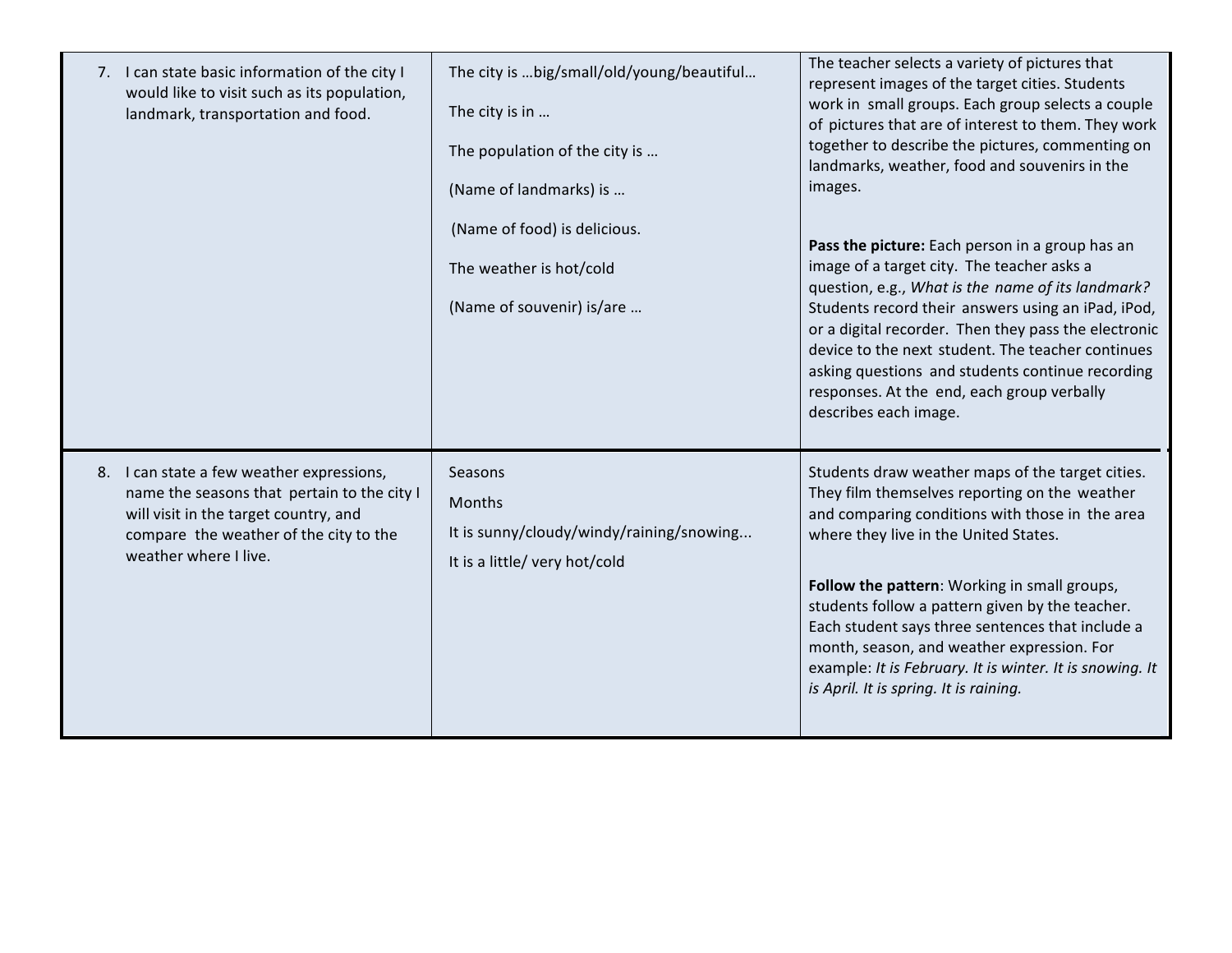| | | |
|---|---|---|
| 7. I can state basic information of the city I would like to visit such as its population, landmark, transportation and food. | The city is …big/small/old/young/beautiful…<br><br>The city is in …<br><br>The population of the city is …<br><br>(Name of landmarks) is …<br><br>(Name of food) is delicious.<br><br>The weather is hot/cold<br><br>(Name of souvenir) is/are … | The teacher selects a variety of pictures that represent images of the target cities. Students work in small groups. Each group selects a couple of pictures that are of interest to them. They work together to describe the pictures, commenting on landmarks, weather, food and souvenirs in the images.<br><br>**Pass the picture:** Each person in a group has an image of a target city. The teacher asks a question, e.g., *What is the name of its landmark?* Students record their answers using an iPad, iPod, or a digital recorder. Then they pass the electronic device to the next student. The teacher continues asking questions and students continue recording responses. At the end, each group verbally describes each image. |
| 8. I can state a few weather expressions, name the seasons that pertain to the city I will visit in the target country, and compare the weather of the city to the weather where I live. | Seasons<br><br>Months<br><br>It is sunny/cloudy/windy/raining/snowing...<br><br>It is a little/ very hot/cold | Students draw weather maps of the target cities. They film themselves reporting on the weather and comparing conditions with those in the area where they live in the United States.<br><br>**Follow the pattern**: Working in small groups, students follow a pattern given by the teacher. Each student says three sentences that include a month, season, and weather expression. For example: *It is February. It is winter. It is snowing. It is April. It is spring. It is raining.* |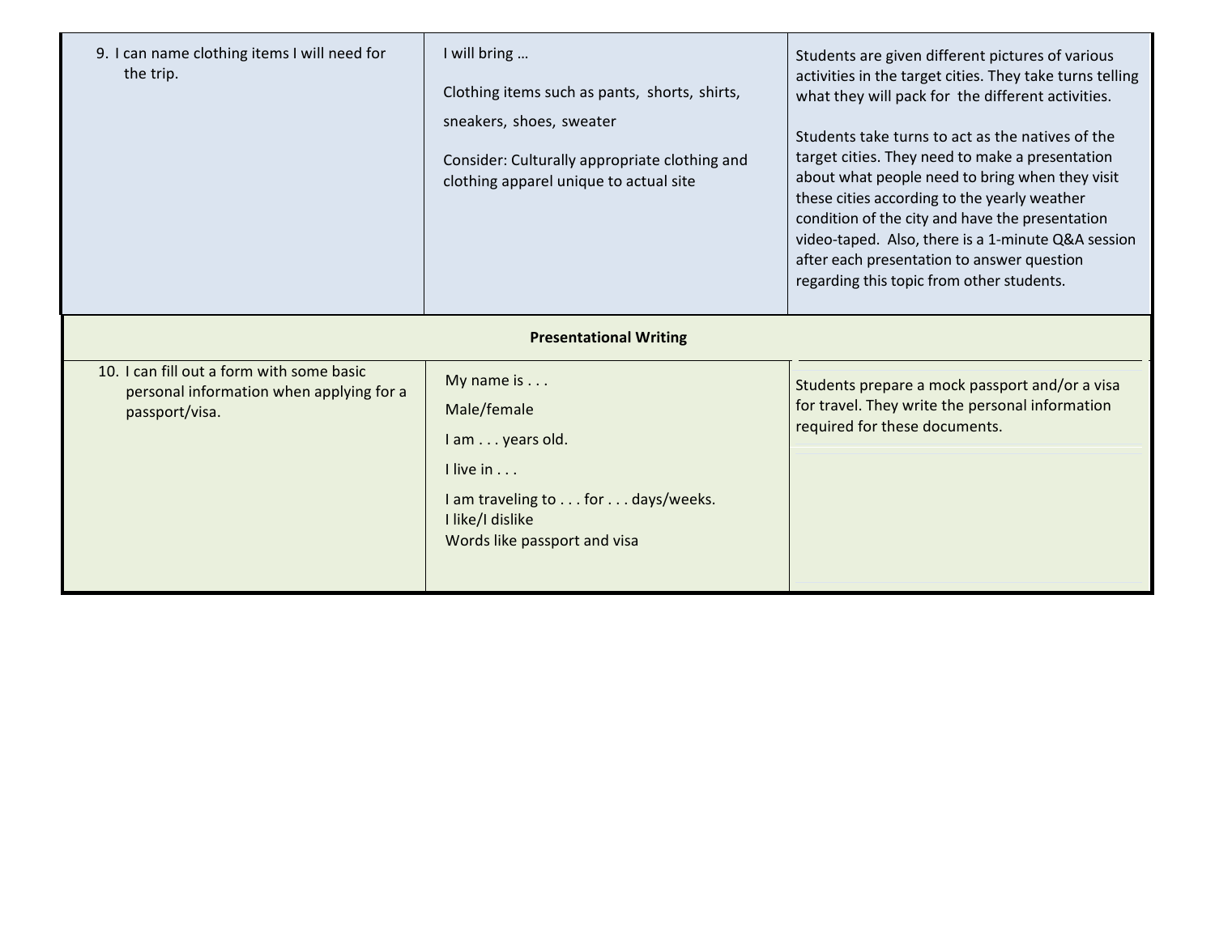| | | |
|---|---|---|
| 9. I can name clothing items I will need for the trip. | I will bring …<br><br>Clothing items such as pants, shorts, shirts, sneakers, shoes, sweater<br><br>Consider: Culturally appropriate clothing and clothing apparel unique to actual site | Students are given different pictures of various activities in the target cities. They take turns telling what they will pack for the different activities.<br><br>Students take turns to act as the natives of the target cities. They need to make a presentation about what people need to bring when they visit these cities according to the yearly weather condition of the city and have the presentation video-taped. Also, there is a 1-minute Q&A session after each presentation to answer question regarding this topic from other students. |
| **Presentational Writing** | | |
| 10. I can fill out a form with some basic personal information when applying for a passport/visa. | My name is . . .<br><br>Male/female<br><br>I am . . . years old.<br><br>I live in . . .<br><br>I am traveling to . . . for . . . days/weeks.<br>I like/I dislike<br>Words like passport and visa | Students prepare a mock passport and/or a visa for travel. They write the personal information required for these documents. |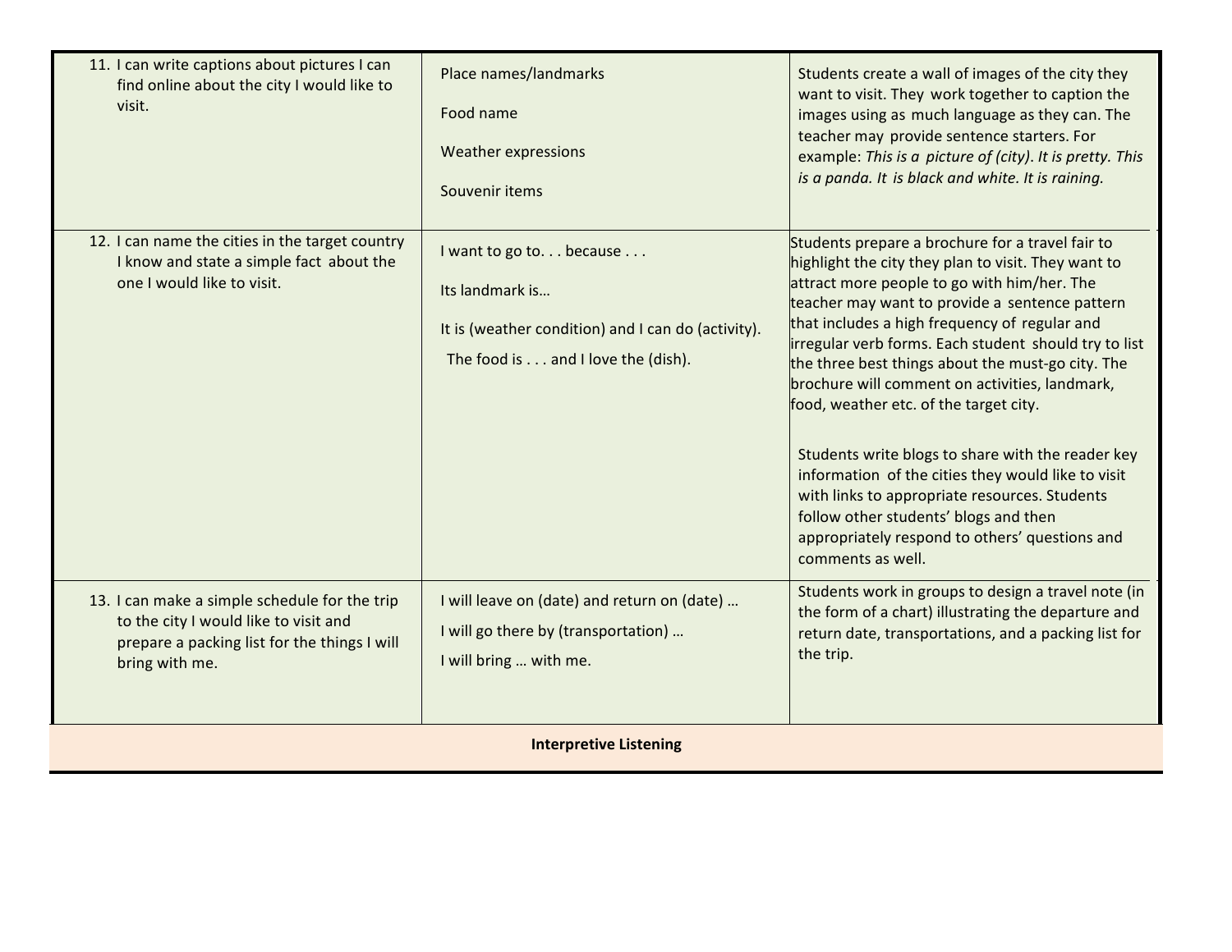| | | |
|---|---|---|
| 11. I can write captions about pictures I can find online about the city I would like to visit. | Place names/landmarks<br><br>Food name<br><br>Weather expressions<br><br>Souvenir items | Students create a wall of images of the city they want to visit. They work together to caption the images using as much language as they can. The teacher may provide sentence starters. For example: *This is a picture of (city). It is pretty. This is a panda. It is black and white. It is raining.* |
| 12. I can name the cities in the target country I know and state a simple fact about the one I would like to visit. | I want to go to. . . because . . .<br><br>Its landmark is…<br><br>It is (weather condition) and I can do (activity).<br><br>The food is . . . and I love the (dish). | Students prepare a brochure for a travel fair to highlight the city they plan to visit. They want to attract more people to go with him/her. The teacher may want to provide a sentence pattern that includes a high frequency of regular and irregular verb forms. Each student should try to list the three best things about the must-go city. The brochure will comment on activities, landmark, food, weather etc. of the target city.<br><br>Students write blogs to share with the reader key information of the cities they would like to visit with links to appropriate resources. Students follow other students' blogs and then appropriately respond to others' questions and comments as well. |
| 13. I can make a simple schedule for the trip to the city I would like to visit and prepare a packing list for the things I will bring with me. | I will leave on (date) and return on (date) …<br><br>I will go there by (transportation) …<br><br>I will bring … with me. | Students work in groups to design a travel note (in the form of a chart) illustrating the departure and return date, transportations, and a packing list for the trip. |
| **Interpretive Listening** | | |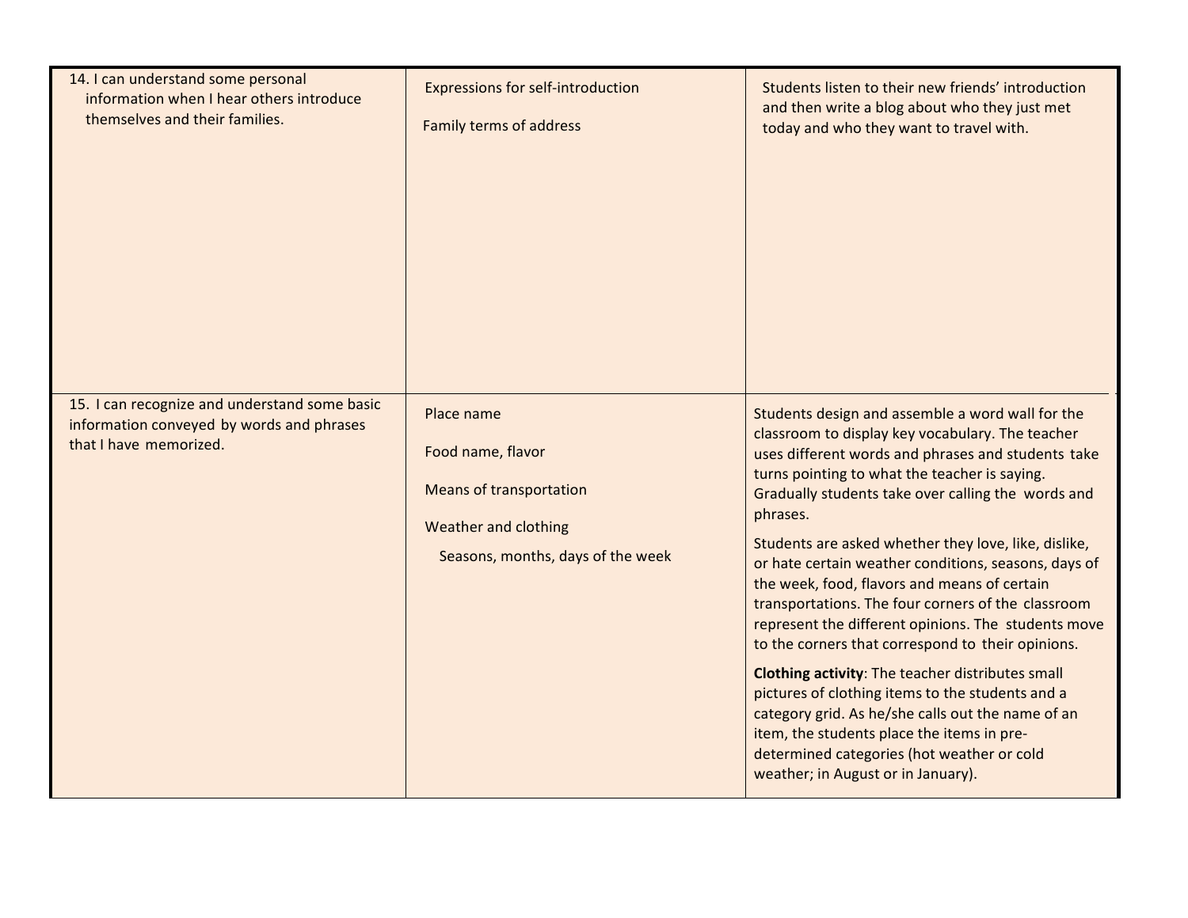| | | |
|---|---|---|
| 14. I can understand some personal information when I hear others introduce themselves and their families. | Expressions for self-introduction<br><br>Family terms of address | Students listen to their new friends' introduction and then write a blog about who they just met today and who they want to travel with. |
| 15. I can recognize and understand some basic information conveyed by words and phrases that I have memorized. | Place name<br><br>Food name, flavor<br><br>Means of transportation<br><br>Weather and clothing<br><br>Seasons, months, days of the week | Students design and assemble a word wall for the classroom to display key vocabulary. The teacher uses different words and phrases and students take turns pointing to what the teacher is saying. Gradually students take over calling the words and phrases.<br><br>Students are asked whether they love, like, dislike, or hate certain weather conditions, seasons, days of the week, food, flavors and means of certain transportations. The four corners of the classroom represent the different opinions. The students move to the corners that correspond to their opinions.<br><br>**Clothing activity**: The teacher distributes small pictures of clothing items to the students and a category grid. As he/she calls out the name of an item, the students place the items in pre-determined categories (hot weather or cold weather; in August or in January). |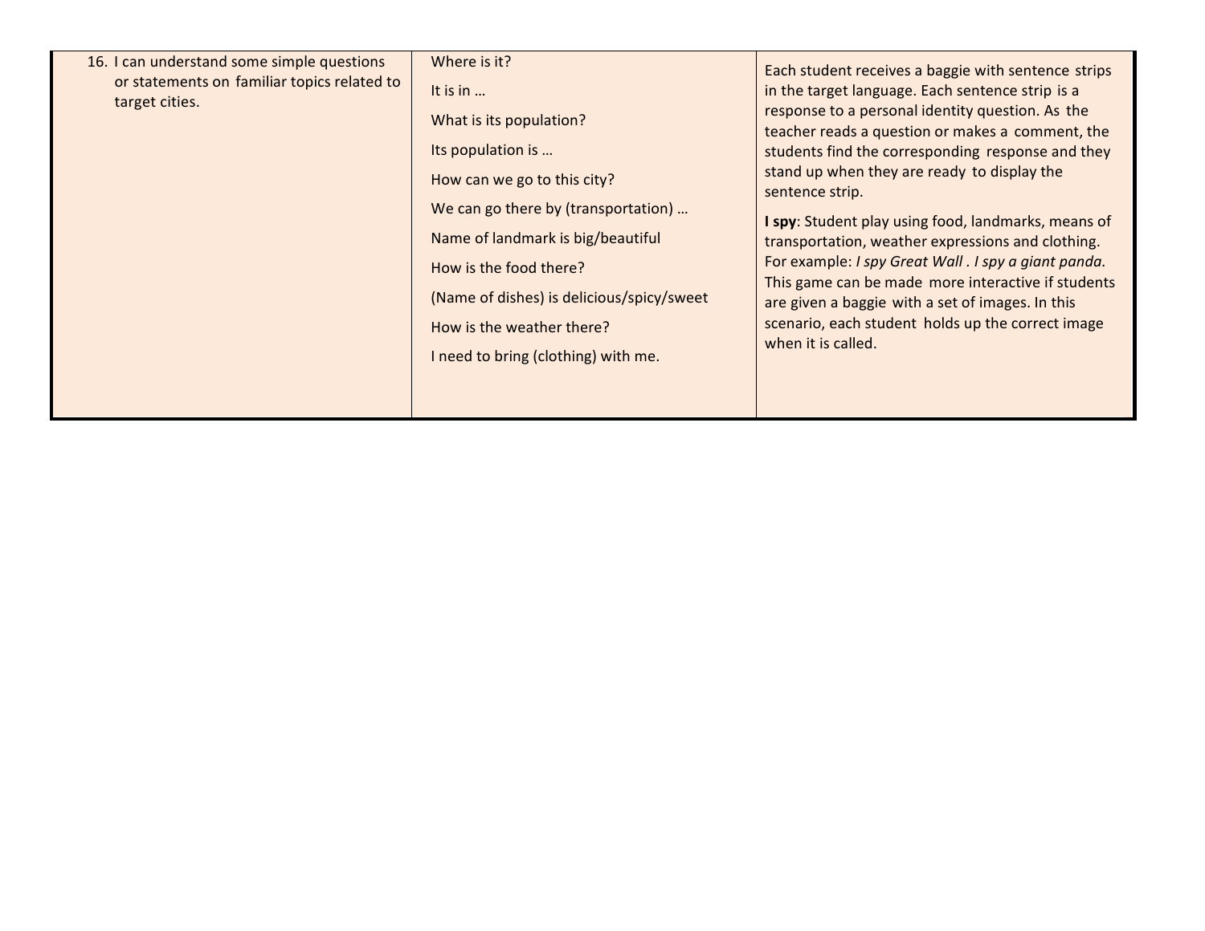| | | |
|---|---|---|
| 16. I can understand some simple questions or statements on familiar topics related to target cities. | Where is it?<br><br>It is in …<br><br>What is its population?<br><br>Its population is …<br><br>How can we go to this city?<br><br>We can go there by (transportation) …<br><br>Name of landmark is big/beautiful<br><br>How is the food there?<br><br>(Name of dishes) is delicious/spicy/sweet<br><br>How is the weather there?<br><br>I need to bring (clothing) with me. | Each student receives a baggie with sentence strips in the target language. Each sentence strip is a response to a personal identity question. As the teacher reads a question or makes a comment, the students find the corresponding response and they stand up when they are ready to display the sentence strip.<br><br>**I spy**: Student play using food, landmarks, means of transportation, weather expressions and clothing. For example: *I spy Great Wall . I spy a giant panda.* This game can be made more interactive if students are given a baggie with a set of images. In this scenario, each student holds up the correct image when it is called. |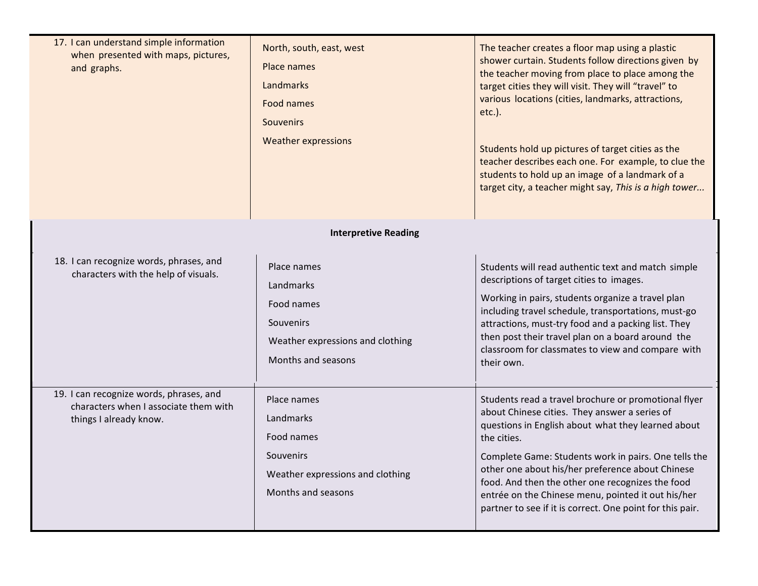| | | |
|---|---|---|
| 17. I can understand simple information when presented with maps, pictures, and graphs. | North, south, east, west<br><br>Place names<br><br>Landmarks<br><br>Food names<br><br>Souvenirs<br><br>Weather expressions | The teacher creates a floor map using a plastic shower curtain. Students follow directions given by the teacher moving from place to place among the target cities they will visit. They will "travel" to various locations (cities, landmarks, attractions, etc.).<br><br>Students hold up pictures of target cities as the teacher describes each one. For example, to clue the students to hold up an image of a landmark of a target city, a teacher might say, *This is a high tower...* |
| | **Interpretive Reading** | |
| 18. I can recognize words, phrases, and characters with the help of visuals. | Place names<br><br>Landmarks<br><br>Food names<br><br>Souvenirs<br><br>Weather expressions and clothing<br><br>Months and seasons | Students will read authentic text and match simple descriptions of target cities to images.<br><br>Working in pairs, students organize a travel plan including travel schedule, transportations, must-go attractions, must-try food and a packing list. They then post their travel plan on a board around the classroom for classmates to view and compare with their own. |
| 19. I can recognize words, phrases, and characters when I associate them with things I already know. | Place names<br><br>Landmarks<br><br>Food names<br><br>Souvenirs<br><br>Weather expressions and clothing<br><br>Months and seasons | Students read a travel brochure or promotional flyer about Chinese cities. They answer a series of questions in English about what they learned about the cities.<br><br>Complete Game: Students work in pairs. One tells the other one about his/her preference about Chinese food. And then the other one recognizes the food entrée on the Chinese menu, pointed it out his/her partner to see if it is correct. One point for this pair. |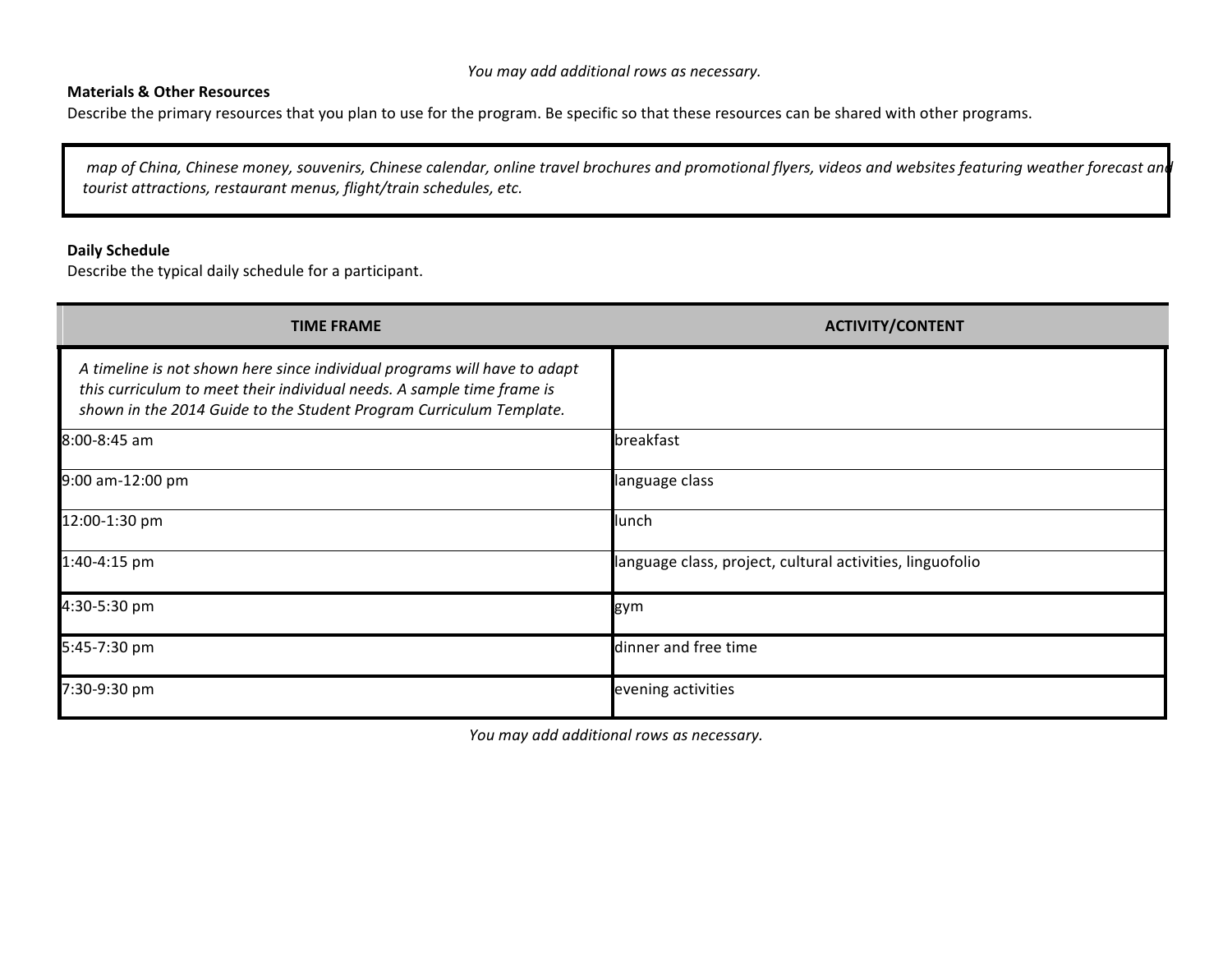*You may add additional rows as necessary.*

**Materials & Other Resources**

Describe the primary resources that you plan to use for the program. Be specific so that these resources can be shared with other programs.

| |
|---|
| *map of China, Chinese money, souvenirs, Chinese calendar, online travel brochures and promotional flyers, videos and websites featuring weather forecast and tourist attractions, restaurant menus, flight/train schedules, etc.* |

**Daily Schedule**

Describe the typical daily schedule for a participant.

| TIME FRAME | ACTIVITY/CONTENT |
|---|---|
| *A timeline is not shown here since individual programs will have to adapt this curriculum to meet their individual needs. A sample time frame is shown in the 2014 Guide to the Student Program Curriculum Template.* | |
| 8:00-8:45 am | breakfast |
| 9:00 am-12:00 pm | language class |
| 12:00-1:30 pm | lunch |
| 1:40-4:15 pm | language class, project, cultural activities, linguofolio |
| 4:30-5:30 pm | gym |
| 5:45-7:30 pm | dinner and free time |
| 7:30-9:30 pm | evening activities |

*You may add additional rows as necessary.*